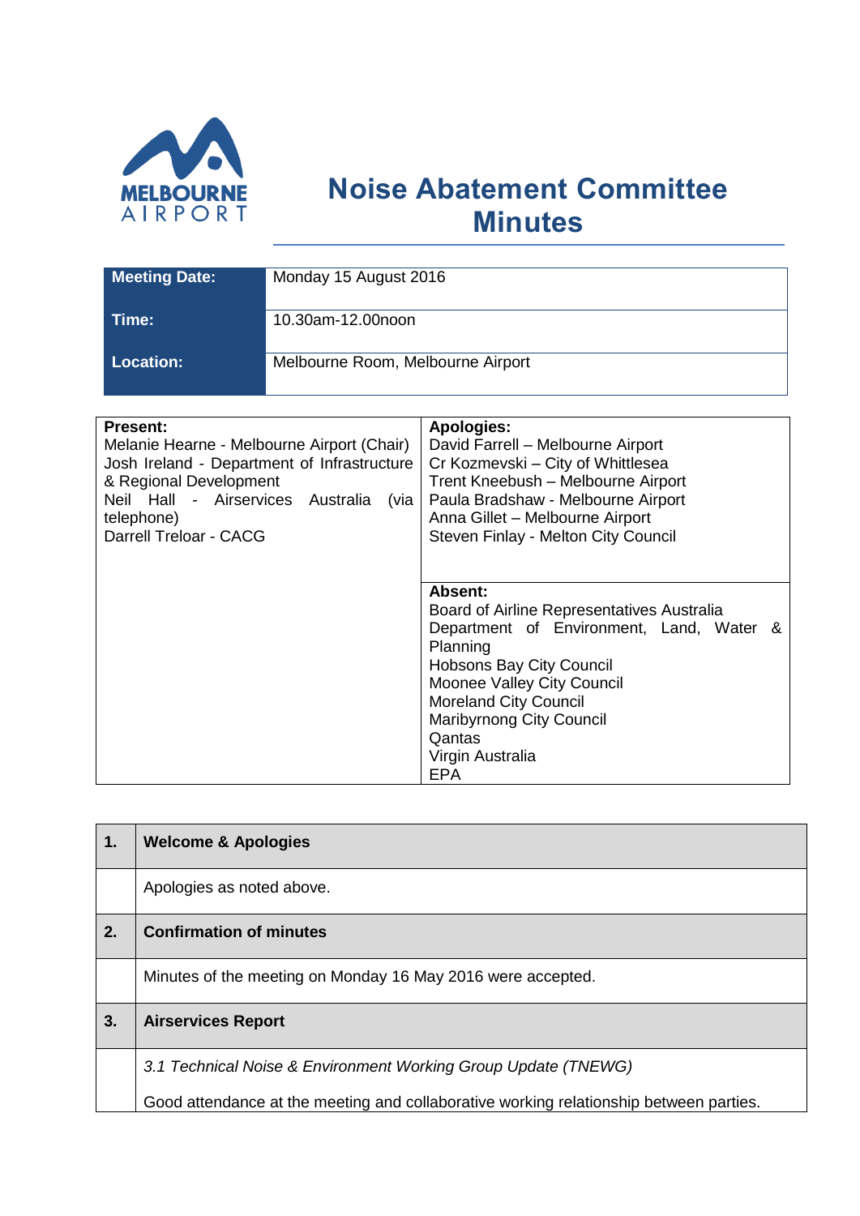# Noise Abatement Committee Minutes

| Meeting Date: | Monday 15 August 2016 |
|---|---|
| Time: | 10.30am-12.00noon |
| Location: | Melbourne Room, Melbourne Airport |

| Present: | Apologies: |
|---|---|
| Melanie Hearne - Melbourne Airport (Chair)<br>Josh Ireland - Department of Infrastructure & Regional Development<br>Neil Hall - Airservices Australia (via telephone)<br>Darrell Treloar - CACG | David Farrell – Melbourne Airport<br>Cr Kozmevski – City of Whittlesea<br>Trent Kneebush – Melbourne Airport<br>Paula Bradshaw - Melbourne Airport<br>Anna Gillet – Melbourne Airport<br>Steven Finlay - Melton City Council |
| | **Absent:**<br>Board of Airline Representatives Australia<br>Department of Environment, Land, Water & Planning<br>Hobsons Bay City Council<br>Moonee Valley City Council<br>Moreland City Council<br>Maribyrnong City Council<br>Qantas<br>Virgin Australia<br>EPA |

| 1. | Welcome & Apologies |
|---|---|
| | Apologies as noted above. |
| **2.** | **Confirmation of minutes** |
| | Minutes of the meeting on Monday 16 May 2016 were accepted. |
| **3.** | **Airservices Report** |
| | *3.1 Technical Noise & Environment Working Group Update (TNEWG)*<br><br>Good attendance at the meeting and collaborative working relationship between parties. |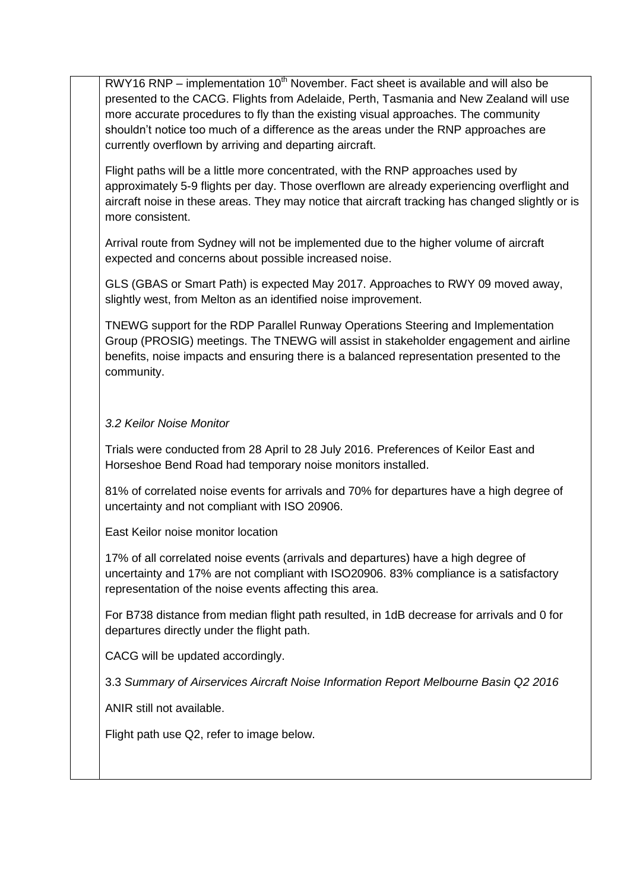RWY16 RNP – implementation 10th November. Fact sheet is available and will also be presented to the CACG. Flights from Adelaide, Perth, Tasmania and New Zealand will use more accurate procedures to fly than the existing visual approaches. The community shouldn't notice too much of a difference as the areas under the RNP approaches are currently overflown by arriving and departing aircraft.

Flight paths will be a little more concentrated, with the RNP approaches used by approximately 5-9 flights per day. Those overflown are already experiencing overflight and aircraft noise in these areas. They may notice that aircraft tracking has changed slightly or is more consistent.

Arrival route from Sydney will not be implemented due to the higher volume of aircraft expected and concerns about possible increased noise.

GLS (GBAS or Smart Path) is expected May 2017. Approaches to RWY 09 moved away, slightly west, from Melton as an identified noise improvement.

TNEWG support for the RDP Parallel Runway Operations Steering and Implementation Group (PROSIG) meetings. The TNEWG will assist in stakeholder engagement and airline benefits, noise impacts and ensuring there is a balanced representation presented to the community.

*3.2 Keilor Noise Monitor*

Trials were conducted from 28 April to 28 July 2016. Preferences of Keilor East and Horseshoe Bend Road had temporary noise monitors installed.

81% of correlated noise events for arrivals and 70% for departures have a high degree of uncertainty and not compliant with ISO 20906.

East Keilor noise monitor location

17% of all correlated noise events (arrivals and departures) have a high degree of uncertainty and 17% are not compliant with ISO20906. 83% compliance is a satisfactory representation of the noise events affecting this area.

For B738 distance from median flight path resulted, in 1dB decrease for arrivals and 0 for departures directly under the flight path.

CACG will be updated accordingly.

3.3 *Summary of Airservices Aircraft Noise Information Report Melbourne Basin Q2 2016*

ANIR still not available.

Flight path use Q2, refer to image below.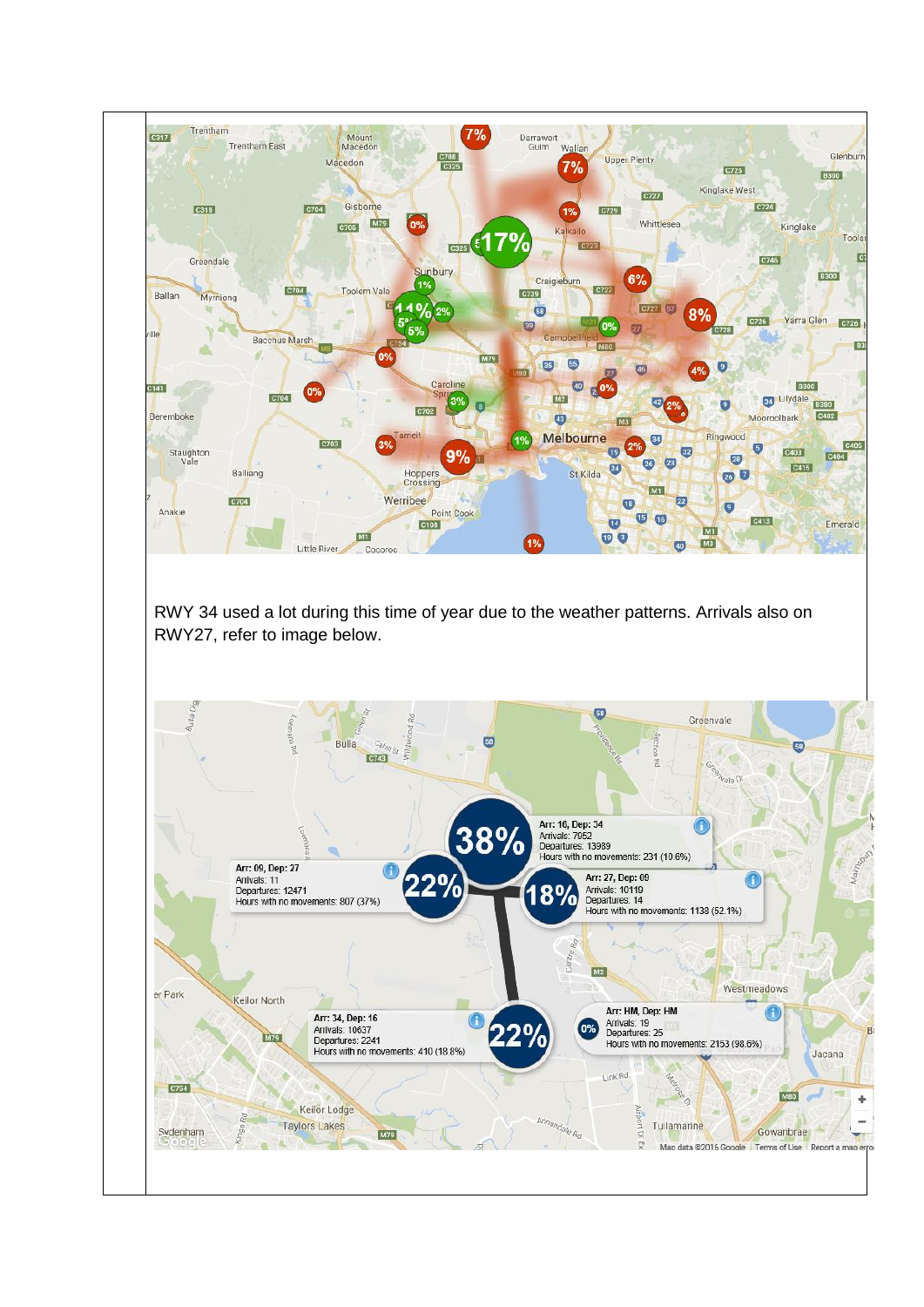RWY 34 used a lot during this time of year due to the weather patterns. Arrivals also on RWY27, refer to image below.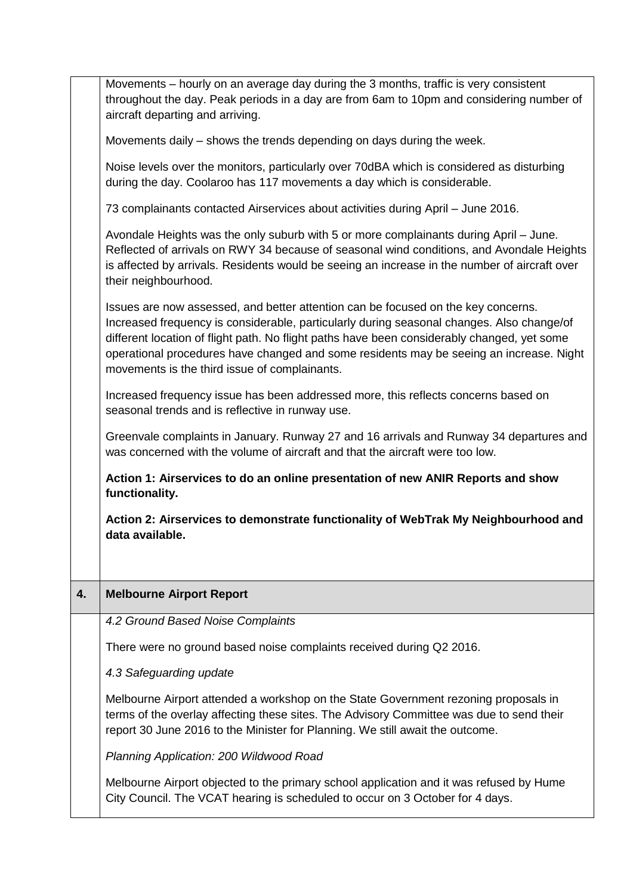|    |    |
|---|---|
| | Movements – hourly on an average day during the 3 months, traffic is very consistent throughout the day. Peak periods in a day are from 6am to 10pm and considering number of aircraft departing and arriving.<br><br>Movements daily – shows the trends depending on days during the week.<br><br>Noise levels over the monitors, particularly over 70dBA which is considered as disturbing during the day. Coolaroo has 117 movements a day which is considerable.<br><br>73 complainants contacted Airservices about activities during April – June 2016.<br><br>Avondale Heights was the only suburb with 5 or more complainants during April – June. Reflected of arrivals on RWY 34 because of seasonal wind conditions, and Avondale Heights is affected by arrivals. Residents would be seeing an increase in the number of aircraft over their neighbourhood.<br><br>Issues are now assessed, and better attention can be focused on the key concerns. Increased frequency is considerable, particularly during seasonal changes. Also change/of different location of flight path. No flight paths have been considerably changed, yet some operational procedures have changed and some residents may be seeing an increase. Night movements is the third issue of complainants.<br><br>Increased frequency issue has been addressed more, this reflects concerns based on seasonal trends and is reflective in runway use.<br><br>Greenvale complaints in January. Runway 27 and 16 arrivals and Runway 34 departures and was concerned with the volume of aircraft and that the aircraft were too low.<br><br>**Action 1: Airservices to do an online presentation of new ANIR Reports and show functionality.**<br><br>**Action 2: Airservices to demonstrate functionality of WebTrak My Neighbourhood and data available.** |
| **4.** | **Melbourne Airport Report** |
| | *4.2 Ground Based Noise Complaints*<br><br>There were no ground based noise complaints received during Q2 2016.<br><br>*4.3 Safeguarding update*<br><br>Melbourne Airport attended a workshop on the State Government rezoning proposals in terms of the overlay affecting these sites. The Advisory Committee was due to send their report 30 June 2016 to the Minister for Planning. We still await the outcome.<br><br>*Planning Application: 200 Wildwood Road*<br><br>Melbourne Airport objected to the primary school application and it was refused by Hume City Council. The VCAT hearing is scheduled to occur on 3 October for 4 days. |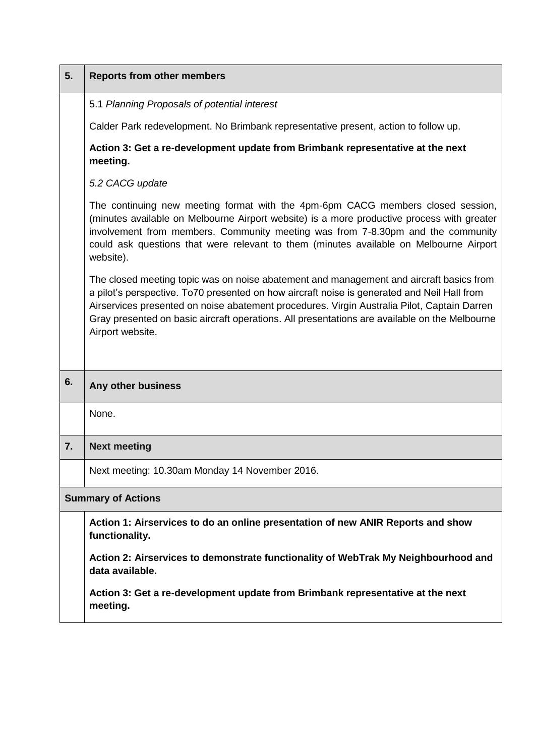| | |
|---|---|
| **5.** | **Reports from other members** |
| | 5.1 *Planning Proposals of potential interest*<br><br>Calder Park redevelopment. No Brimbank representative present, action to follow up.<br><br>**Action 3: Get a re-development update from Brimbank representative at the next meeting.**<br><br>*5.2 CACG update*<br><br>The continuing new meeting format with the 4pm-6pm CACG members closed session, (minutes available on Melbourne Airport website) is a more productive process with greater involvement from members. Community meeting was from 7-8.30pm and the community could ask questions that were relevant to them (minutes available on Melbourne Airport website).<br><br>The closed meeting topic was on noise abatement and management and aircraft basics from a pilot's perspective. To70 presented on how aircraft noise is generated and Neil Hall from Airservices presented on noise abatement procedures. Virgin Australia Pilot, Captain Darren Gray presented on basic aircraft operations. All presentations are available on the Melbourne Airport website. |
| **6.** | **Any other business** |
| | None. |
| **7.** | **Next meeting** |
| | Next meeting: 10.30am Monday 14 November 2016. |
| **Summary of Actions** | |
| | **Action 1: Airservices to do an online presentation of new ANIR Reports and show functionality.**<br><br>**Action 2: Airservices to demonstrate functionality of WebTrak My Neighbourhood and data available.**<br><br>**Action 3: Get a re-development update from Brimbank representative at the next meeting.** |